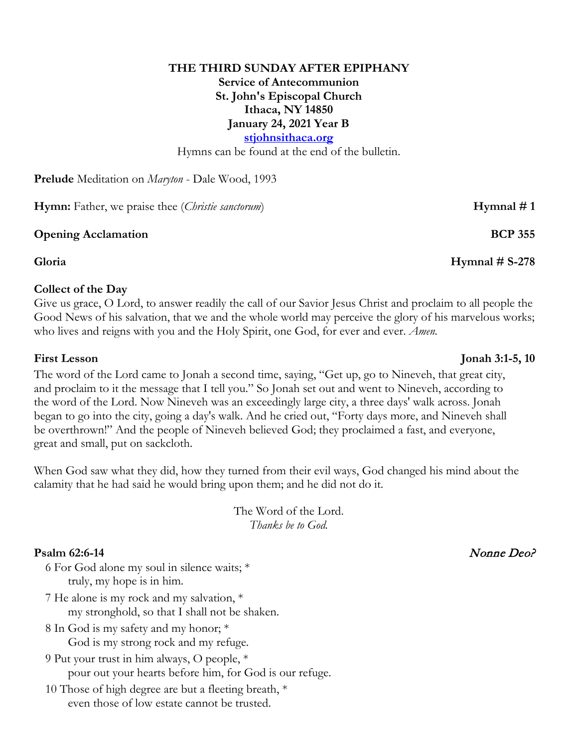**THE THIRD SUNDAY AFTER EPIPHANY**
**Service of Antecommunion**
**St. John's Episcopal Church**
**Ithaca, NY 14850**
**January 24, 2021 Year B**
**[stjohnsithaca.org](http://stjohnsithaca.org)**

Hymns can be found at the end of the bulletin.

**Prelude** Meditation on *Maryton* - Dale Wood, 1993

**Hymn:** Father, we praise thee (*Christie sanctorum*) **Hymnal # 1**

**Opening Acclamation** **BCP 355**

**Gloria** **Hymnal # S-278**

**Collect of the Day**

Give us grace, O Lord, to answer readily the call of our Savior Jesus Christ and proclaim to all people the Good News of his salvation, that we and the whole world may perceive the glory of his marvelous works; who lives and reigns with you and the Holy Spirit, one God, for ever and ever. *Amen.*

**First Lesson** **Jonah 3:1-5, 10**

The word of the Lord came to Jonah a second time, saying, "Get up, go to Nineveh, that great city, and proclaim to it the message that I tell you." So Jonah set out and went to Nineveh, according to the word of the Lord. Now Nineveh was an exceedingly large city, a three days' walk across. Jonah began to go into the city, going a day's walk. And he cried out, "Forty days more, and Nineveh shall be overthrown!" And the people of Nineveh believed God; they proclaimed a fast, and everyone, great and small, put on sackcloth.

When God saw what they did, how they turned from their evil ways, God changed his mind about the calamity that he had said he would bring upon them; and he did not do it.

The Word of the Lord.
*Thanks be to God.*

**Psalm 62:6-14** *Nonne Deo?*

6 For God alone my soul in silence waits; *
  truly, my hope is in him.

7 He alone is my rock and my salvation, *
  my stronghold, so that I shall not be shaken.

8 In God is my safety and my honor; *
  God is my strong rock and my refuge.

9 Put your trust in him always, O people, *
  pour out your hearts before him, for God is our refuge.

10 Those of high degree are but a fleeting breath, *
  even those of low estate cannot be trusted.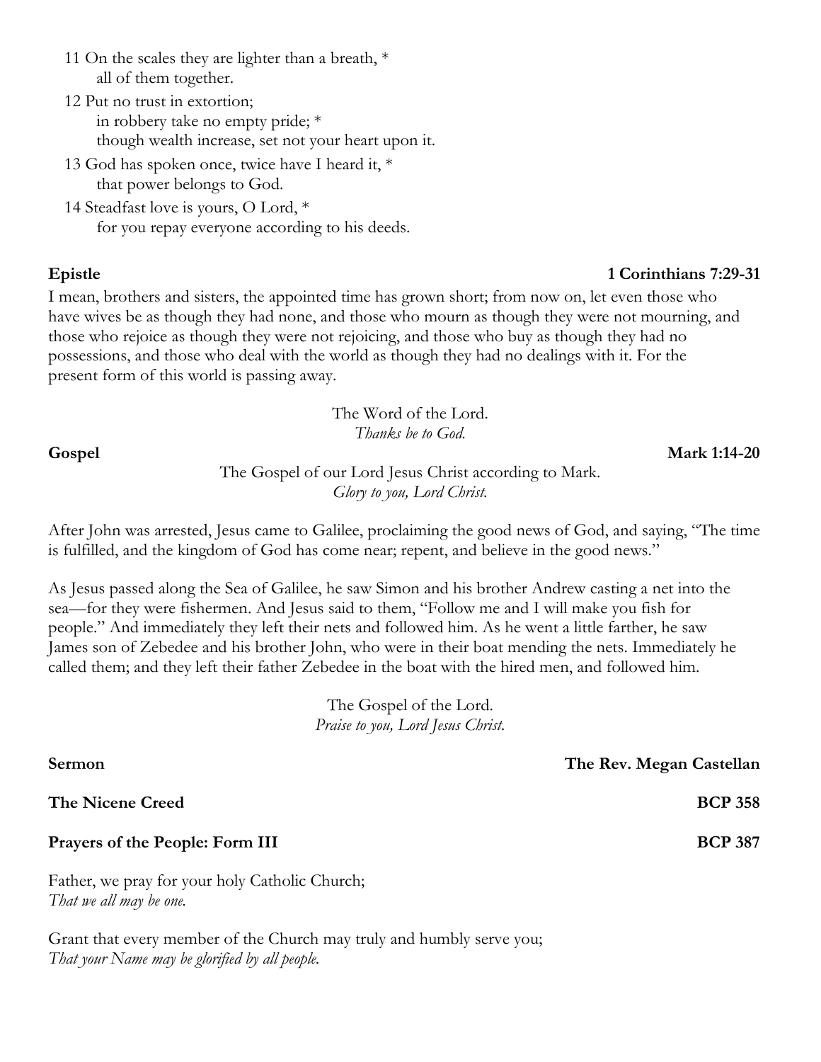11 On the scales they are lighter than a breath, *
    all of them together.

12 Put no trust in extortion;
    in robbery take no empty pride; *
    though wealth increase, set not your heart upon it.

13 God has spoken once, twice have I heard it, *
    that power belongs to God.

14 Steadfast love is yours, O Lord, *
    for you repay everyone according to his deeds.

**Epistle** **1 Corinthians 7:29-31**

I mean, brothers and sisters, the appointed time has grown short; from now on, let even those who have wives be as though they had none, and those who mourn as though they were not mourning, and those who rejoice as though they were not rejoicing, and those who buy as though they had no possessions, and those who deal with the world as though they had no dealings with it. For the present form of this world is passing away.

The Word of the Lord.
*Thanks be to God.*

**Gospel** **Mark 1:14-20**

The Gospel of our Lord Jesus Christ according to Mark.
*Glory to you, Lord Christ.*

After John was arrested, Jesus came to Galilee, proclaiming the good news of God, and saying, "The time is fulfilled, and the kingdom of God has come near; repent, and believe in the good news."

As Jesus passed along the Sea of Galilee, he saw Simon and his brother Andrew casting a net into the sea—for they were fishermen. And Jesus said to them, "Follow me and I will make you fish for people." And immediately they left their nets and followed him. As he went a little farther, he saw James son of Zebedee and his brother John, who were in their boat mending the nets. Immediately he called them; and they left their father Zebedee in the boat with the hired men, and followed him.

The Gospel of the Lord.
*Praise to you, Lord Jesus Christ.*

**Sermon** **The Rev. Megan Castellan**

**The Nicene Creed** **BCP 358**

**Prayers of the People: Form III** **BCP 387**

Father, we pray for your holy Catholic Church;
*That we all may be one.*

Grant that every member of the Church may truly and humbly serve you;
*That your Name may be glorified by all people.*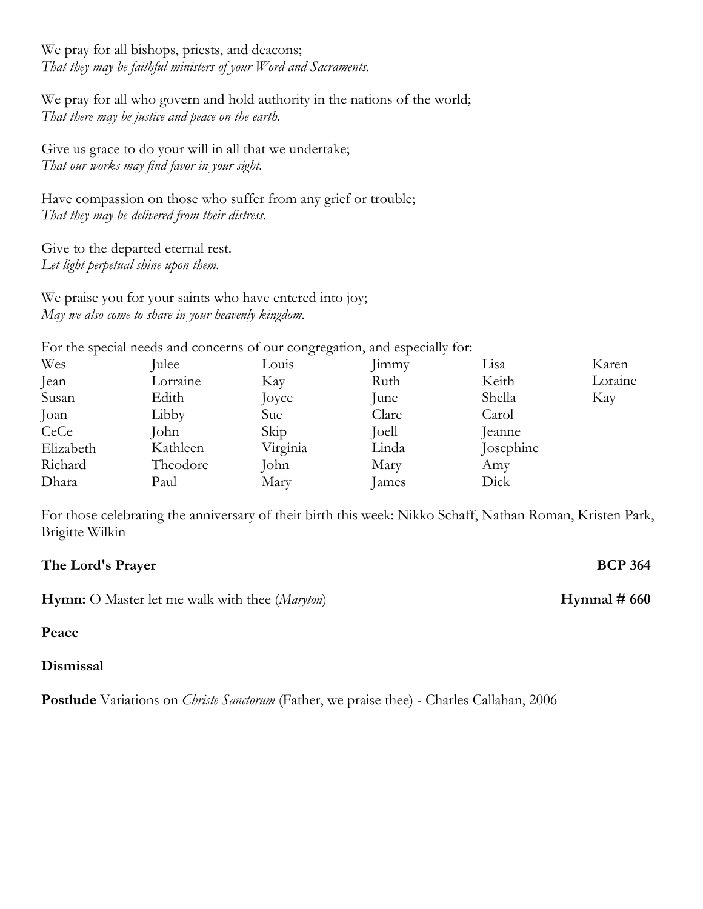We pray for all bishops, priests, and deacons;
*That they may be faithful ministers of your Word and Sacraments.*

We pray for all who govern and hold authority in the nations of the world;
*That there may be justice and peace on the earth.*

Give us grace to do your will in all that we undertake;
*That our works may find favor in your sight.*

Have compassion on those who suffer from any grief or trouble;
*That they may be delivered from their distress.*

Give to the departed eternal rest.
*Let light perpetual shine upon them.*

We praise you for your saints who have entered into joy;
*May we also come to share in your heavenly kingdom.*

For the special needs and concerns of our congregation, and especially for:

| | | | | | |
|---|---|---|---|---|---|
| Wes | Julee | Louis | Jimmy | Lisa | Karen |
| Jean | Lorraine | Kay | Ruth | Keith | Loraine |
| Susan | Edith | Joyce | June | Shella | Kay |
| Joan | Libby | Sue | Clare | Carol | |
| CeCe | John | Skip | Joell | Jeanne | |
| Elizabeth | Kathleen | Virginia | Linda | Josephine | |
| Richard | Theodore | John | Mary | Amy | |
| Dhara | Paul | Mary | James | Dick | |

For those celebrating the anniversary of their birth this week: Nikko Schaff, Nathan Roman, Kristen Park, Brigitte Wilkin

**The Lord's Prayer** **BCP 364**

**Hymn:** O Master let me walk with thee (*Maryton*) **Hymnal # 660**

**Peace**

**Dismissal**

**Postlude** Variations on *Christe Sanctorum* (Father, we praise thee) - Charles Callahan, 2006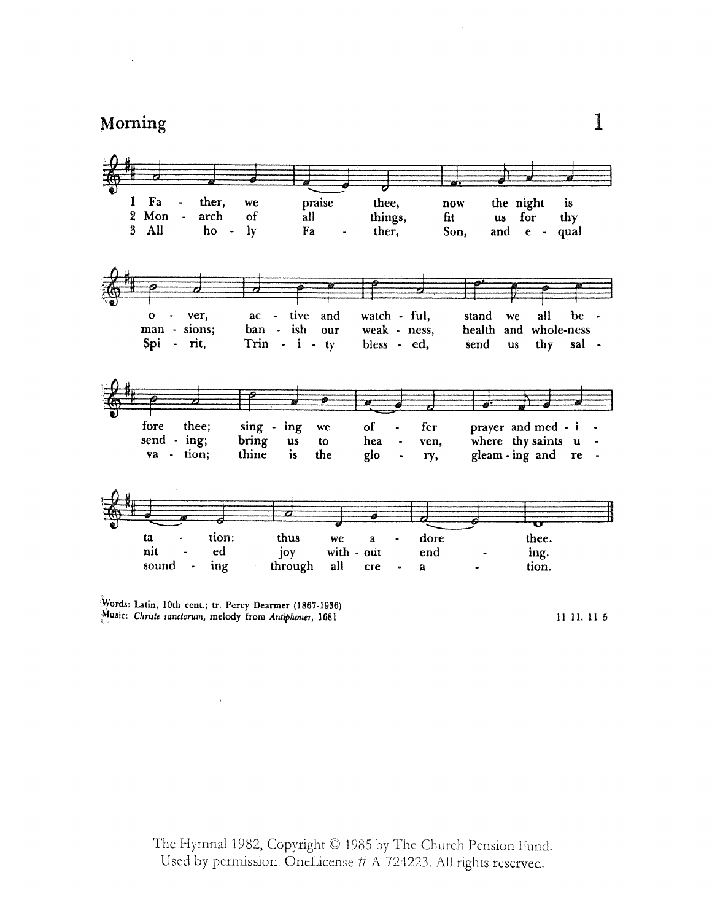## Morning

**1**

1 Father, we praise thee, now the night is over,
active and watchful, stand we all before thee;
singing we offer prayer and meditation:
thus we adore thee.

2 Monarch of all things, fit us for thy mansions;
banish our weakness, health and wholeness sending;
bring us to heaven, where thy saints united
joy without ending.

3 All holy Father, Son, and equal Spirit,
Trinity blessed, send us thy salvation;
thine is the glory, gleaming and resounding
through all creation.

Words: Latin, 10th cent.; tr. Percy Dearmer (1867-1936)
Music: *Christe sanctorum*, melody from *Antiphoner*, 1681

11 11. 11 5

The Hymnal 1982, Copyright © 1985 by The Church Pension Fund.
Used by permission. OneLicense # A-724223. All rights reserved.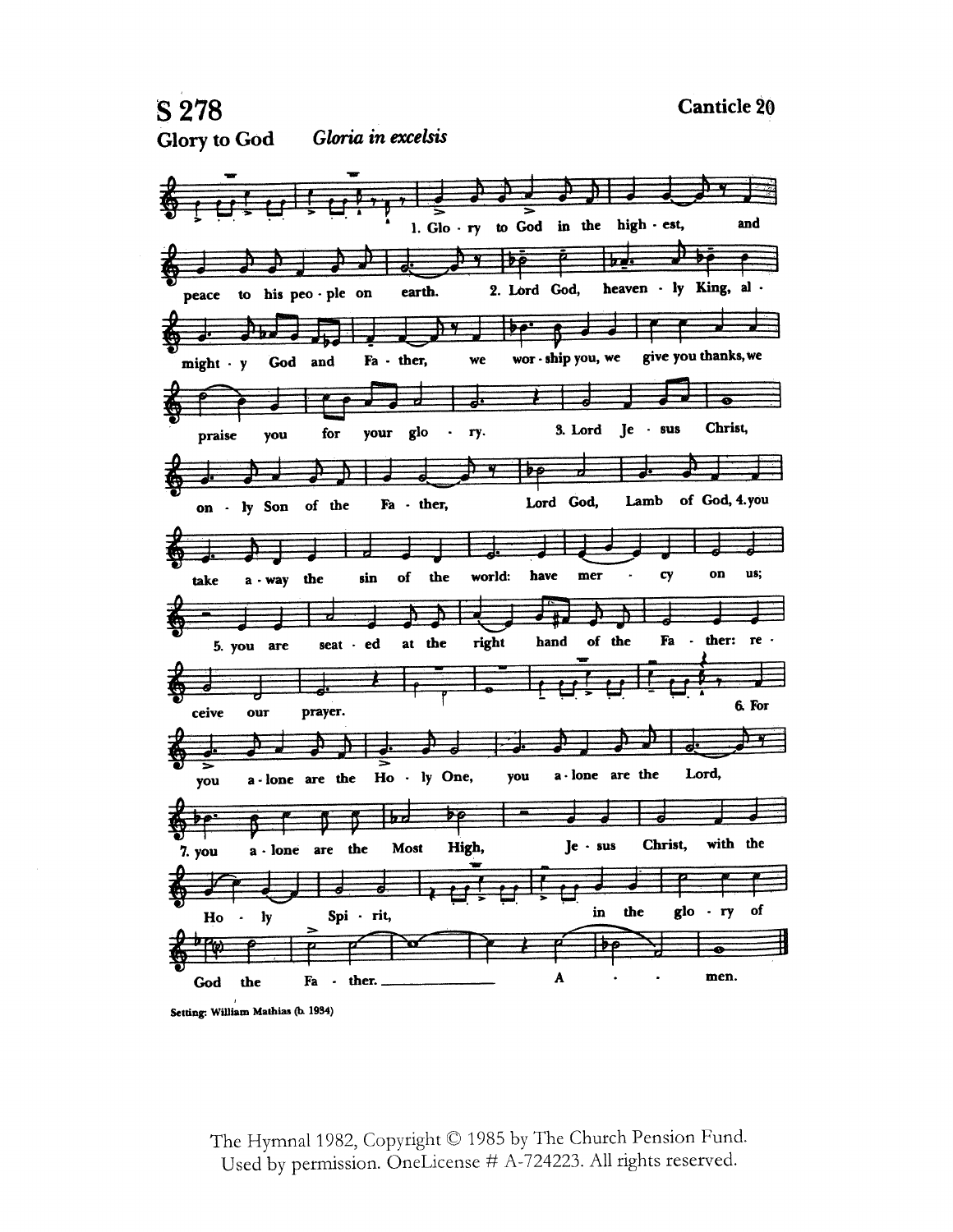# S 278

**Canticle 20**

**Glory to God** *Gloria in excelsis*

1. Glo - ry to God in the high - est, and peace to his peo - ple on earth.
2. Lord God, heaven - ly King, al - might - y God and Fa - ther, we wor - ship you, we give you thanks, we praise you for your glo - ry.
3. Lord Je - sus Christ, on - ly Son of the Fa - ther, Lord God, Lamb of God,
4. you take a - way the sin of the world: have mer - cy on us;
5. you are seat - ed at the right hand of the Fa - ther: re - ceive our prayer.
6. For you a - lone are the Ho - ly One, you a - lone are the Lord,
7. you a - lone are the Most High, Je - sus Christ, with the Ho - ly Spi - rit, in the glo - ry of God the Fa - ther. A - - men.

Setting: William Mathias (b. 1934)

The Hymnal 1982, Copyright © 1985 by The Church Pension Fund.
Used by permission. OneLicense # A-724223. All rights reserved.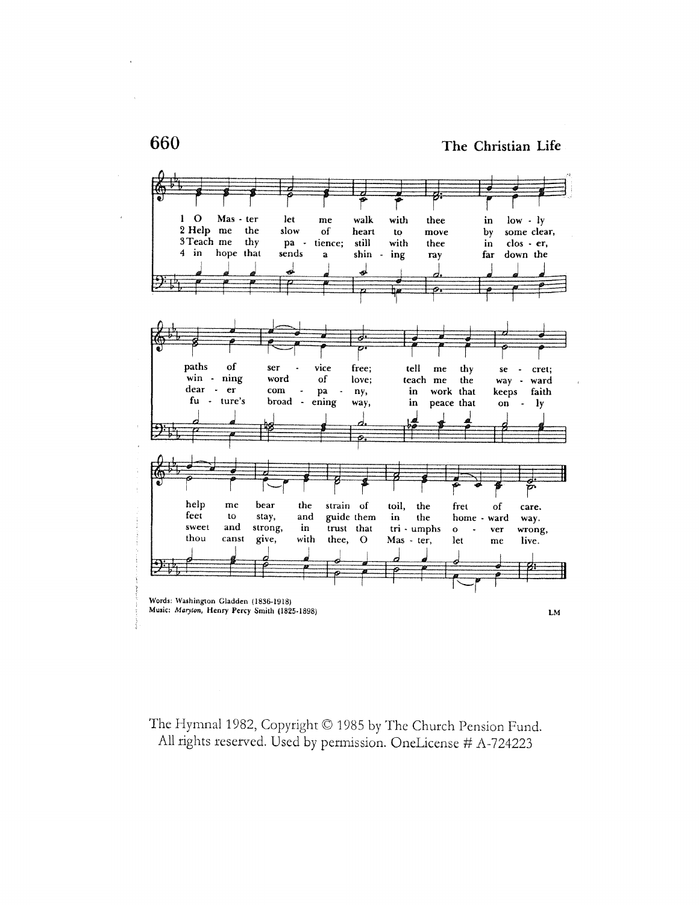# 660

## The Christian Life

1 O Master let me walk with thee in lowly paths of service free; tell me thy secret; help me bear the strain of toil, the fret of care.

2 Help me the slow of heart to move by some clear, winning word of love; teach me the wayward feet to stay, and guide them in the homeward way.

3 Teach me thy patience; still with thee in closer, dearer company, in work that keeps faith sweet and strong, in trust that triumphs over wrong,

4 in hope that sends a shining ray far down the future's broadening way, in peace that only thou canst give, with thee, O Master, let me live.

Words: Washington Gladden (1836-1918)
Music: *Maryton*, Henry Percy Smith (1825-1898)

LM

The Hymnal 1982, Copyright © 1985 by The Church Pension Fund. All rights reserved. Used by permission. OneLicense # A-724223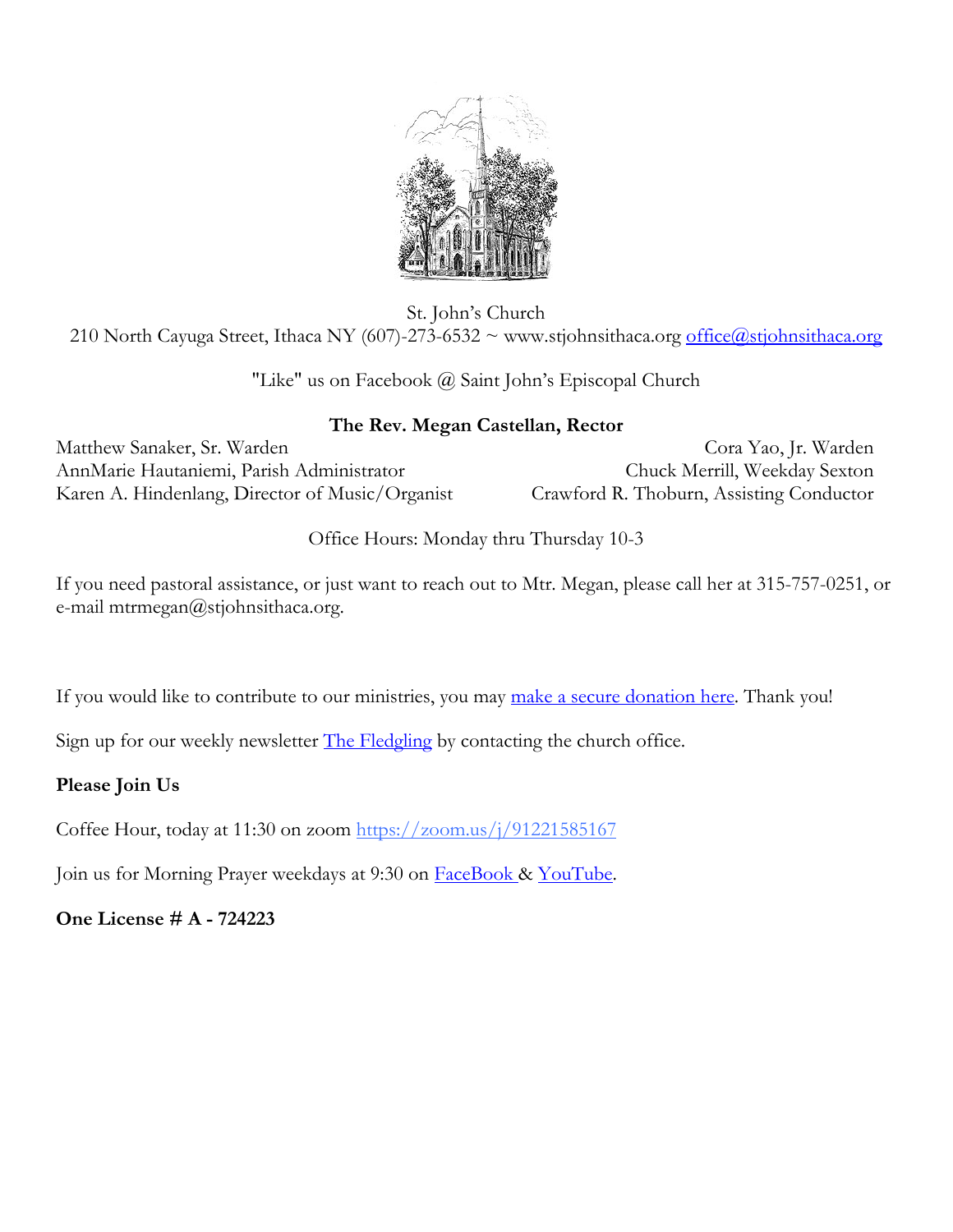St. John's Church
210 North Cayuga Street, Ithaca NY (607)-273-6532 ~ www.stjohnsithaca.org office@stjohnsithaca.org

"Like" us on Facebook @ Saint John's Episcopal Church

**The Rev. Megan Castellan, Rector**

Matthew Sanaker, Sr. Warden
Cora Yao, Jr. Warden
AnnMarie Hautaniemi, Parish Administrator
Chuck Merrill, Weekday Sexton
Karen A. Hindenlang, Director of Music/Organist
Crawford R. Thoburn, Assisting Conductor

Office Hours: Monday thru Thursday 10-3

If you need pastoral assistance, or just want to reach out to Mtr. Megan, please call her at 315-757-0251, or e-mail mtrmegan@stjohnsithaca.org.

If you would like to contribute to our ministries, you may make a secure donation here. Thank you!

Sign up for our weekly newsletter The Fledgling by contacting the church office.

**Please Join Us**

Coffee Hour, today at 11:30 on zoom https://zoom.us/j/91221585167

Join us for Morning Prayer weekdays at 9:30 on FaceBook & YouTube.

**One License # A - 724223**